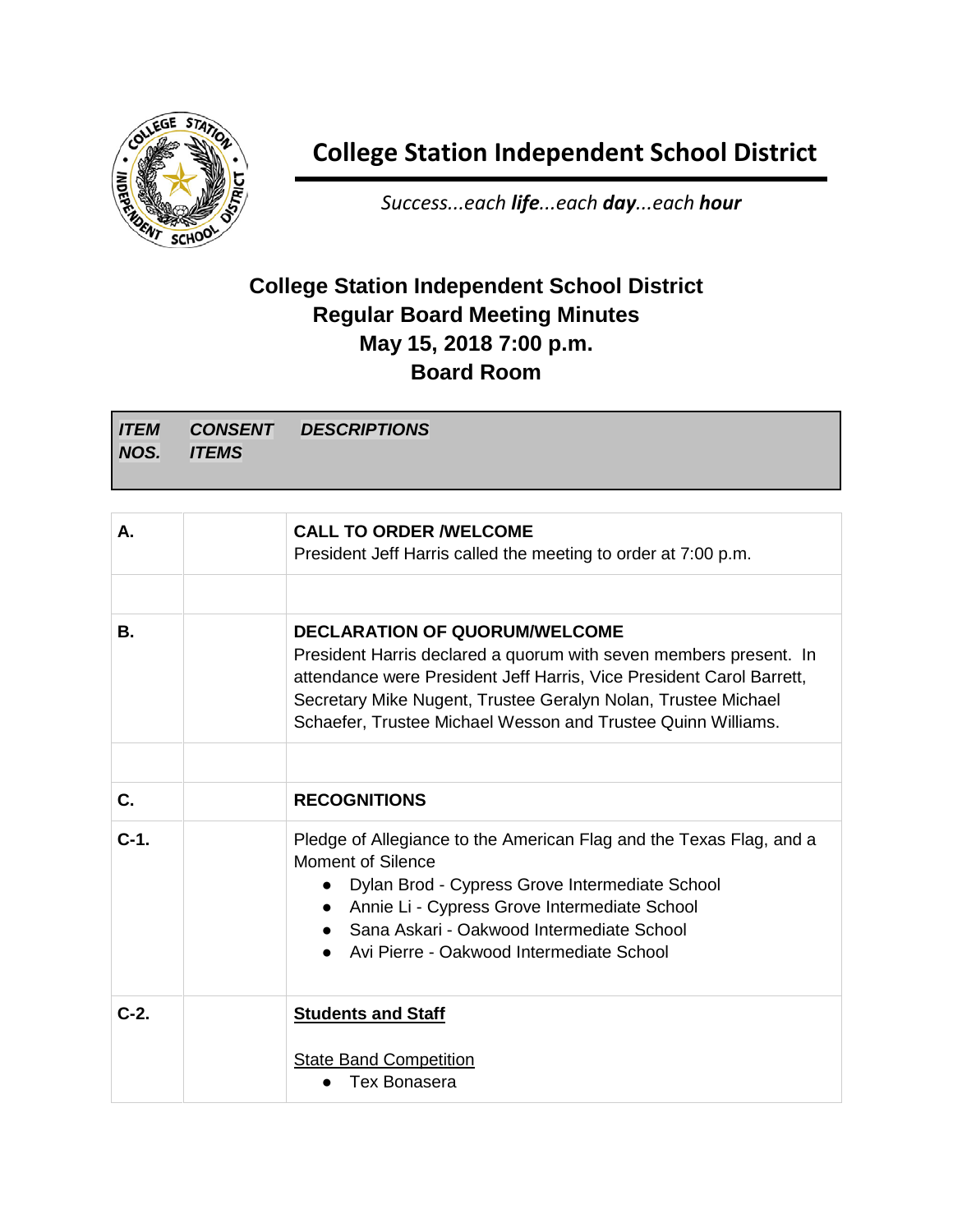# College Station Independent School District

*Success...each **life**...each **day**...each **hour***

## College Station Independent School District
## Regular Board Meeting Minutes
## May 15, 2018 7:00 p.m.
## Board Room

| *ITEM NOS.* | *CONSENT ITEMS* | *DESCRIPTIONS* |
|---|---|---|
| **A.** | | **CALL TO ORDER /WELCOME**<br>President Jeff Harris called the meeting to order at 7:00 p.m. |
| | | |
| **B.** | | **DECLARATION OF QUORUM/WELCOME**<br>President Harris declared a quorum with seven members present. In attendance were President Jeff Harris, Vice President Carol Barrett, Secretary Mike Nugent, Trustee Geralyn Nolan, Trustee Michael Schaefer, Trustee Michael Wesson and Trustee Quinn Williams. |
| | | |
| **C.** | | **RECOGNITIONS** |
| **C-1.** | | Pledge of Allegiance to the American Flag and the Texas Flag, and a Moment of Silence<br>● Dylan Brod - Cypress Grove Intermediate School<br>● Annie Li - Cypress Grove Intermediate School<br>● Sana Askari - Oakwood Intermediate School<br>● Avi Pierre - Oakwood Intermediate School |
| **C-2.** | | **Students and Staff**<br><br>State Band Competition<br>● Tex Bonasera |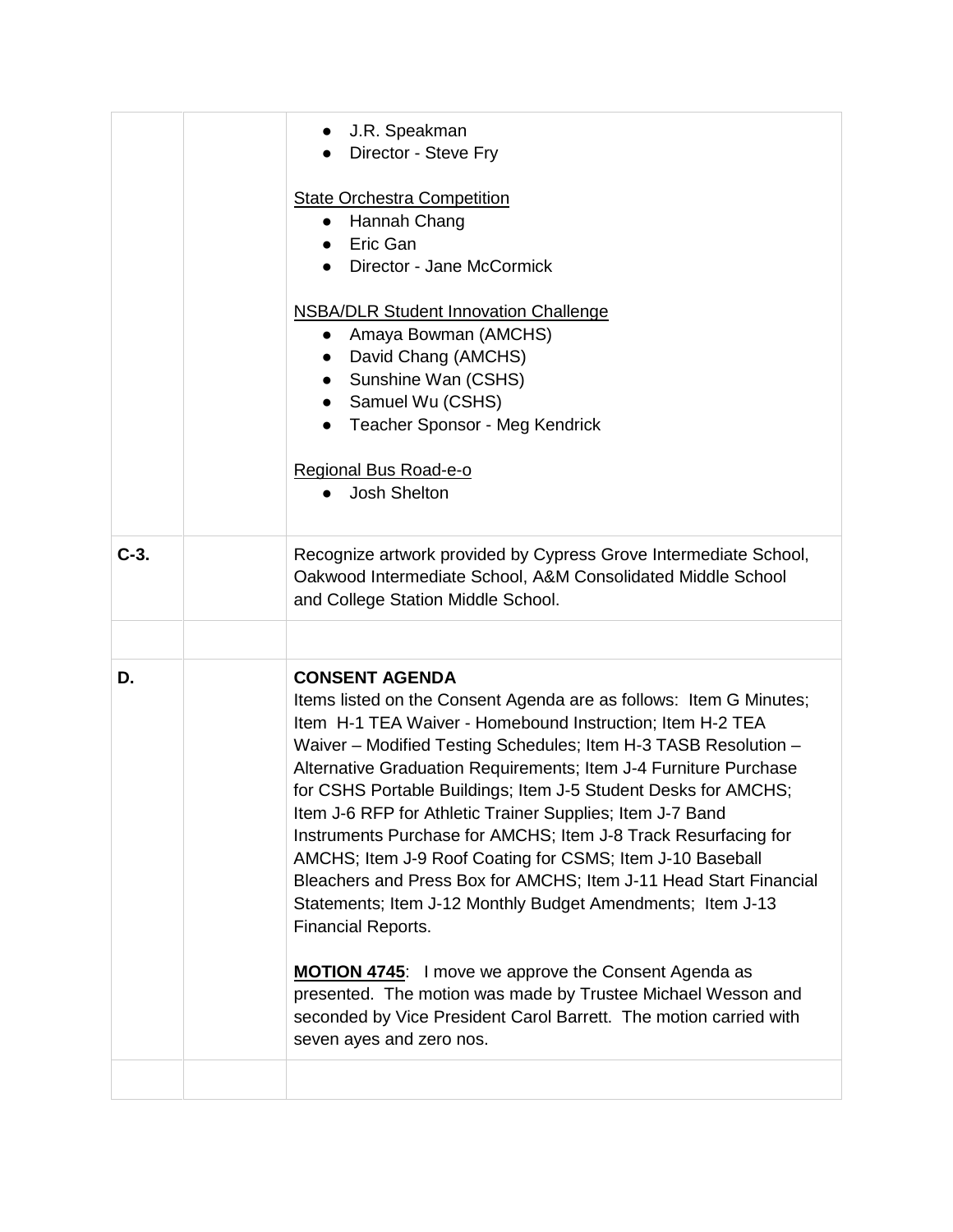| | | |
|---|---|---|
| | | • J.R. Speakman<br>• Director - Steve Fry<br><br><u>State Orchestra Competition</u><br>• Hannah Chang<br>• Eric Gan<br>• Director - Jane McCormick<br><br><u>NSBA/DLR Student Innovation Challenge</u><br>• Amaya Bowman (AMCHS)<br>• David Chang (AMCHS)<br>• Sunshine Wan (CSHS)<br>• Samuel Wu (CSHS)<br>• Teacher Sponsor - Meg Kendrick<br><br><u>Regional Bus Road-e-o</u><br>• Josh Shelton |
| **C-3.** | | Recognize artwork provided by Cypress Grove Intermediate School, Oakwood Intermediate School, A&M Consolidated Middle School and College Station Middle School. |
| | | |
| **D.** | | **CONSENT AGENDA**<br>Items listed on the Consent Agenda are as follows: Item G Minutes; Item H-1 TEA Waiver - Homebound Instruction; Item H-2 TEA Waiver – Modified Testing Schedules; Item H-3 TASB Resolution – Alternative Graduation Requirements; Item J-4 Furniture Purchase for CSHS Portable Buildings; Item J-5 Student Desks for AMCHS; Item J-6 RFP for Athletic Trainer Supplies; Item J-7 Band Instruments Purchase for AMCHS; Item J-8 Track Resurfacing for AMCHS; Item J-9 Roof Coating for CSMS; Item J-10 Baseball Bleachers and Press Box for AMCHS; Item J-11 Head Start Financial Statements; Item J-12 Monthly Budget Amendments; Item J-13 Financial Reports.<br><br>**<u>MOTION 4745</u>**: I move we approve the Consent Agenda as presented. The motion was made by Trustee Michael Wesson and seconded by Vice President Carol Barrett. The motion carried with seven ayes and zero nos. |
| | | |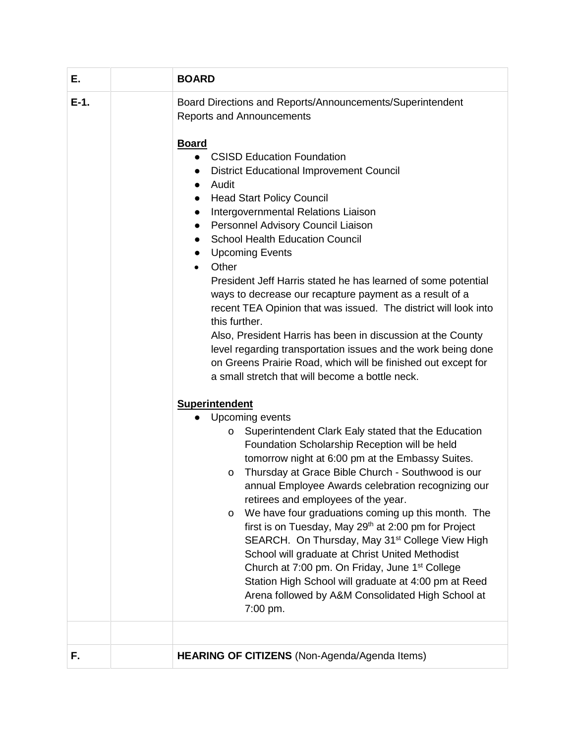| E. | | **BOARD** |
|---|---|---|
| **E-1.** | | Board Directions and Reports/Announcements/Superintendent Reports and Announcements<br><br>**Board**<br>● CSISD Education Foundation<br>● District Educational Improvement Council<br>● Audit<br>● Head Start Policy Council<br>● Intergovernmental Relations Liaison<br>● Personnel Advisory Council Liaison<br>● School Health Education Council<br>● Upcoming Events<br>• Other<br>President Jeff Harris stated he has learned of some potential ways to decrease our recapture payment as a result of a recent TEA Opinion that was issued. The district will look into this further.<br>Also, President Harris has been in discussion at the County level regarding transportation issues and the work being done on Greens Prairie Road, which will be finished out except for a small stretch that will become a bottle neck.<br><br>**Superintendent**<br>● Upcoming events<br>o Superintendent Clark Ealy stated that the Education Foundation Scholarship Reception will be held tomorrow night at 6:00 pm at the Embassy Suites.<br>o Thursday at Grace Bible Church - Southwood is our annual Employee Awards celebration recognizing our retirees and employees of the year.<br>o We have four graduations coming up this month. The first is on Tuesday, May 29th at 2:00 pm for Project SEARCH. On Thursday, May 31st College View High School will graduate at Christ United Methodist Church at 7:00 pm. On Friday, June 1st College Station High School will graduate at 4:00 pm at Reed Arena followed by A&M Consolidated High School at 7:00 pm. |
| | | |
| **F.** | | **HEARING OF CITIZENS** (Non-Agenda/Agenda Items) |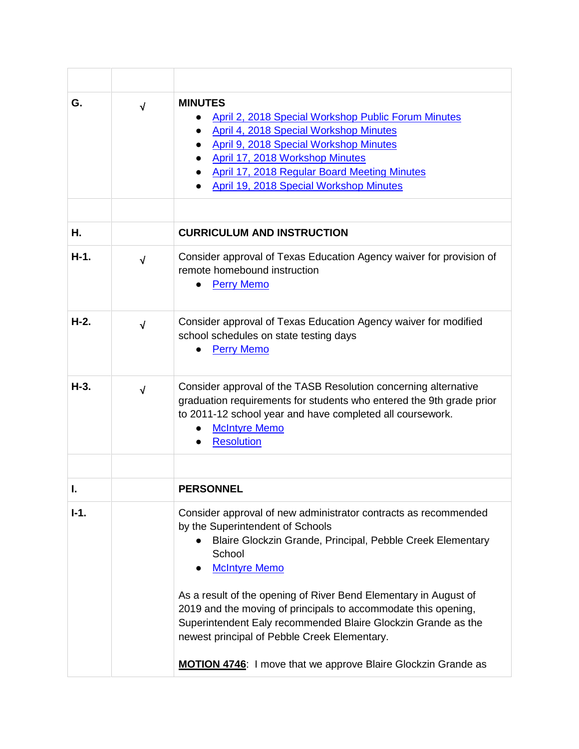| | | |
|---|---|---|
| **G.** | √ | **MINUTES**<br>● April 2, 2018 Special Workshop Public Forum Minutes<br>● April 4, 2018 Special Workshop Minutes<br>● April 9, 2018 Special Workshop Minutes<br>● April 17, 2018 Workshop Minutes<br>● April 17, 2018 Regular Board Meeting Minutes<br>● April 19, 2018 Special Workshop Minutes |
| | | |
| **H.** | | **CURRICULUM AND INSTRUCTION** |
| **H-1.** | √ | Consider approval of Texas Education Agency waiver for provision of remote homebound instruction<br>● Perry Memo |
| **H-2.** | √ | Consider approval of Texas Education Agency waiver for modified school schedules on state testing days<br>● Perry Memo |
| **H-3.** | √ | Consider approval of the TASB Resolution concerning alternative graduation requirements for students who entered the 9th grade prior to 2011-12 school year and have completed all coursework.<br>● McIntyre Memo<br>● Resolution |
| | | |
| **I.** | | **PERSONNEL** |
| **I-1.** | | Consider approval of new administrator contracts as recommended by the Superintendent of Schools<br>● Blaire Glockzin Grande, Principal, Pebble Creek Elementary School<br>● McIntyre Memo<br><br>As a result of the opening of River Bend Elementary in August of 2019 and the moving of principals to accommodate this opening, Superintendent Ealy recommended Blaire Glockzin Grande as the newest principal of Pebble Creek Elementary.<br><br>**MOTION 4746**: I move that we approve Blaire Glockzin Grande as |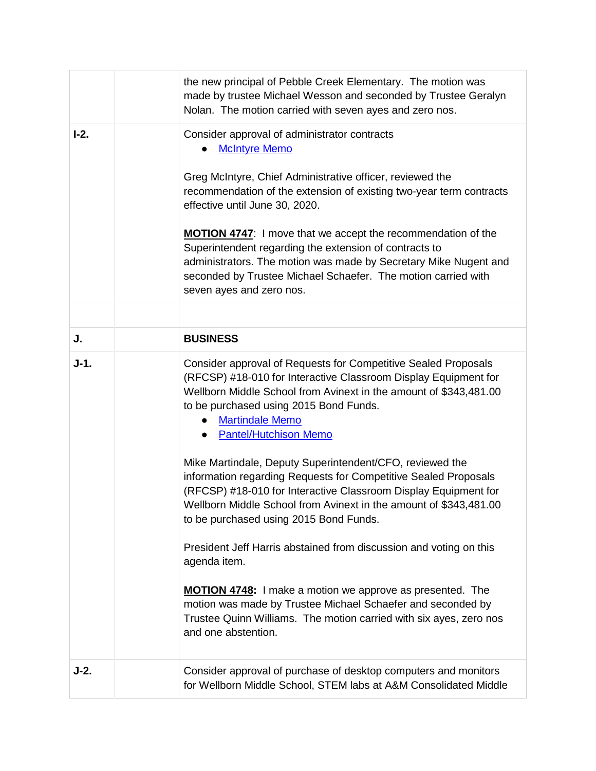| | | |
|---|---|---|
| | | the new principal of Pebble Creek Elementary. The motion was made by trustee Michael Wesson and seconded by Trustee Geralyn Nolan. The motion carried with seven ayes and zero nos. |
| **I-2.** | | Consider approval of administrator contracts<br>● McIntyre Memo<br><br>Greg McIntyre, Chief Administrative officer, reviewed the recommendation of the extension of existing two-year term contracts effective until June 30, 2020.<br><br>**MOTION 4747**: I move that we accept the recommendation of the Superintendent regarding the extension of contracts to administrators. The motion was made by Secretary Mike Nugent and seconded by Trustee Michael Schaefer. The motion carried with seven ayes and zero nos. |
| | | |
| **J.** | | **BUSINESS** |
| **J-1.** | | Consider approval of Requests for Competitive Sealed Proposals (RFCSP) #18-010 for Interactive Classroom Display Equipment for Wellborn Middle School from Avinext in the amount of $343,481.00 to be purchased using 2015 Bond Funds.<br>● Martindale Memo<br>● Pantel/Hutchison Memo<br><br>Mike Martindale, Deputy Superintendent/CFO, reviewed the information regarding Requests for Competitive Sealed Proposals (RFCSP) #18-010 for Interactive Classroom Display Equipment for Wellborn Middle School from Avinext in the amount of $343,481.00 to be purchased using 2015 Bond Funds.<br><br>President Jeff Harris abstained from discussion and voting on this agenda item.<br><br>**MOTION 4748:** I make a motion we approve as presented. The motion was made by Trustee Michael Schaefer and seconded by Trustee Quinn Williams. The motion carried with six ayes, zero nos and one abstention. |
| **J-2.** | | Consider approval of purchase of desktop computers and monitors for Wellborn Middle School, STEM labs at A&M Consolidated Middle |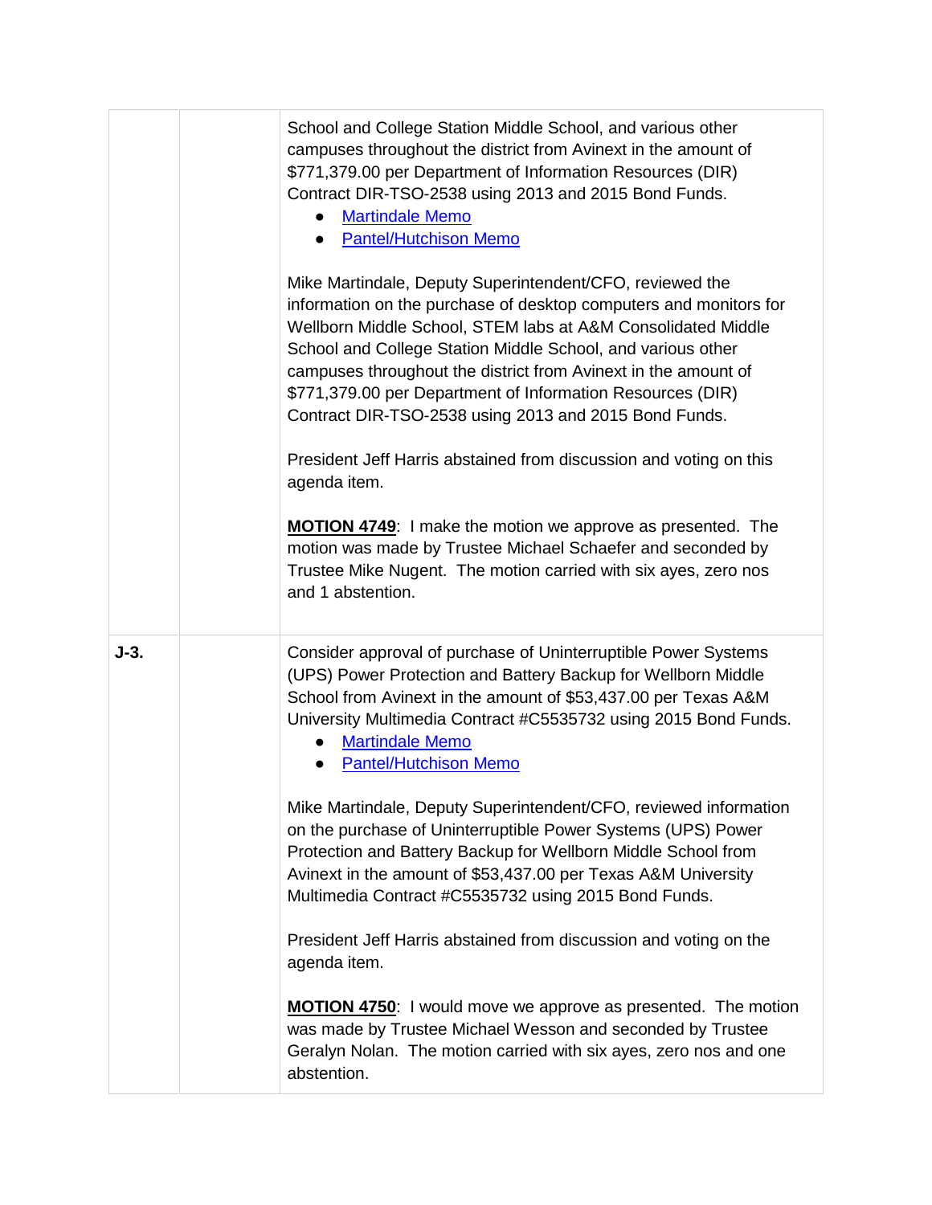| | | |
|---|---|---|
| | | School and College Station Middle School, and various other campuses throughout the district from Avinext in the amount of $771,379.00 per Department of Information Resources (DIR) Contract DIR-TSO-2538 using 2013 and 2015 Bond Funds.<br>• Martindale Memo<br>• Pantel/Hutchison Memo<br><br>Mike Martindale, Deputy Superintendent/CFO, reviewed the information on the purchase of desktop computers and monitors for Wellborn Middle School, STEM labs at A&M Consolidated Middle School and College Station Middle School, and various other campuses throughout the district from Avinext in the amount of $771,379.00 per Department of Information Resources (DIR) Contract DIR-TSO-2538 using 2013 and 2015 Bond Funds.<br><br>President Jeff Harris abstained from discussion and voting on this agenda item.<br><br>**MOTION 4749**: I make the motion we approve as presented. The motion was made by Trustee Michael Schaefer and seconded by Trustee Mike Nugent. The motion carried with six ayes, zero nos and 1 abstention. |
| **J-3.** | | Consider approval of purchase of Uninterruptible Power Systems (UPS) Power Protection and Battery Backup for Wellborn Middle School from Avinext in the amount of $53,437.00 per Texas A&M University Multimedia Contract #C5535732 using 2015 Bond Funds.<br>• Martindale Memo<br>• Pantel/Hutchison Memo<br><br>Mike Martindale, Deputy Superintendent/CFO, reviewed information on the purchase of Uninterruptible Power Systems (UPS) Power Protection and Battery Backup for Wellborn Middle School from Avinext in the amount of $53,437.00 per Texas A&M University Multimedia Contract #C5535732 using 2015 Bond Funds.<br><br>President Jeff Harris abstained from discussion and voting on the agenda item.<br><br>**MOTION 4750**: I would move we approve as presented. The motion was made by Trustee Michael Wesson and seconded by Trustee Geralyn Nolan. The motion carried with six ayes, zero nos and one abstention. |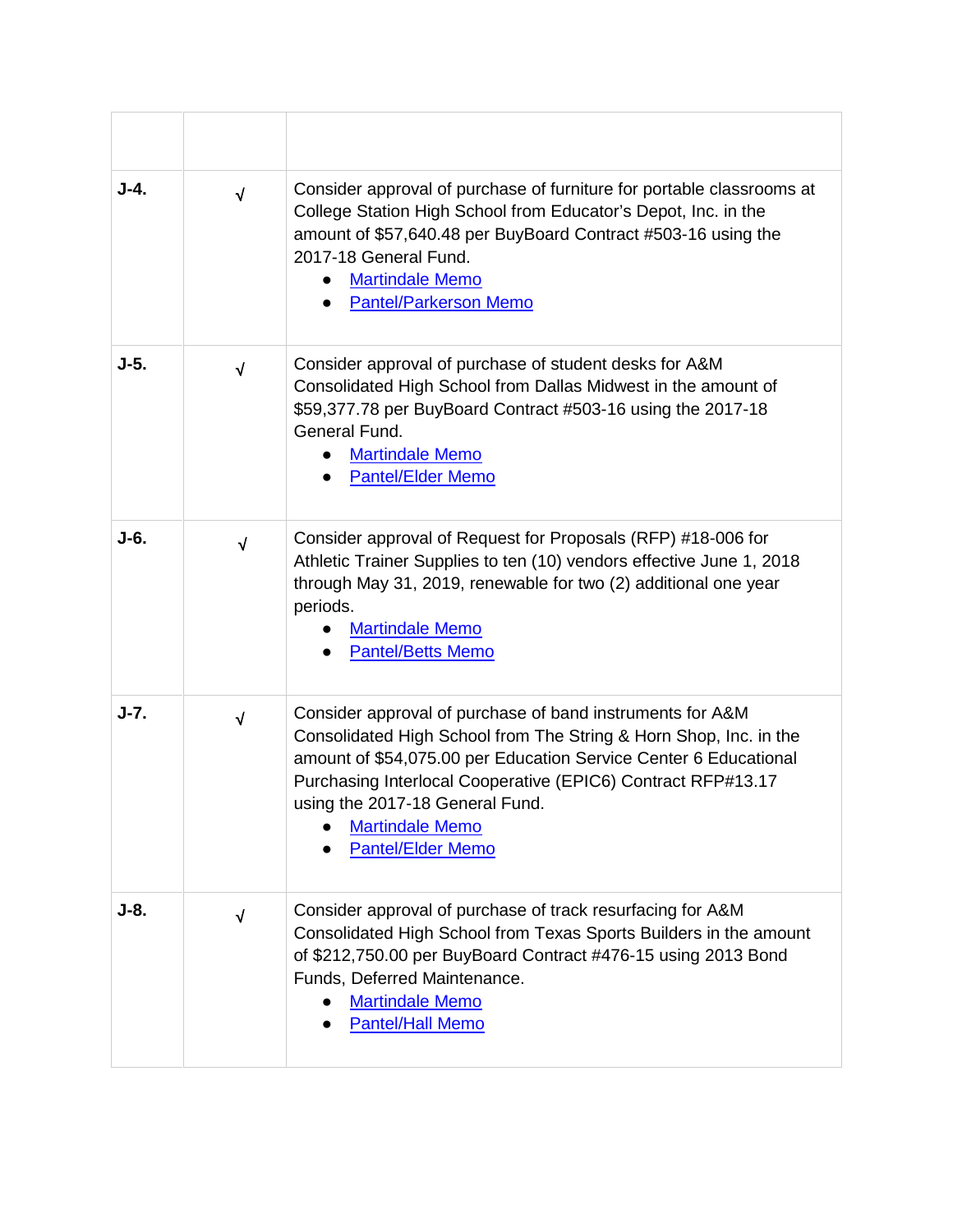| | | |
|---|---|---|
| J-4. | √ | Consider approval of purchase of furniture for portable classrooms at College Station High School from Educator's Depot, Inc. in the amount of $57,640.48 per BuyBoard Contract #503-16 using the 2017-18 General Fund.<br>• Martindale Memo<br>• Pantel/Parkerson Memo |
| J-5. | √ | Consider approval of purchase of student desks for A&M Consolidated High School from Dallas Midwest in the amount of $59,377.78 per BuyBoard Contract #503-16 using the 2017-18 General Fund.<br>• Martindale Memo<br>• Pantel/Elder Memo |
| J-6. | √ | Consider approval of Request for Proposals (RFP) #18-006 for Athletic Trainer Supplies to ten (10) vendors effective June 1, 2018 through May 31, 2019, renewable for two (2) additional one year periods.<br>• Martindale Memo<br>• Pantel/Betts Memo |
| J-7. | √ | Consider approval of purchase of band instruments for A&M Consolidated High School from The String & Horn Shop, Inc. in the amount of $54,075.00 per Education Service Center 6 Educational Purchasing Interlocal Cooperative (EPIC6) Contract RFP#13.17 using the 2017-18 General Fund.<br>• Martindale Memo<br>• Pantel/Elder Memo |
| J-8. | √ | Consider approval of purchase of track resurfacing for A&M Consolidated High School from Texas Sports Builders in the amount of $212,750.00 per BuyBoard Contract #476-15 using 2013 Bond Funds, Deferred Maintenance.<br>• Martindale Memo<br>• Pantel/Hall Memo |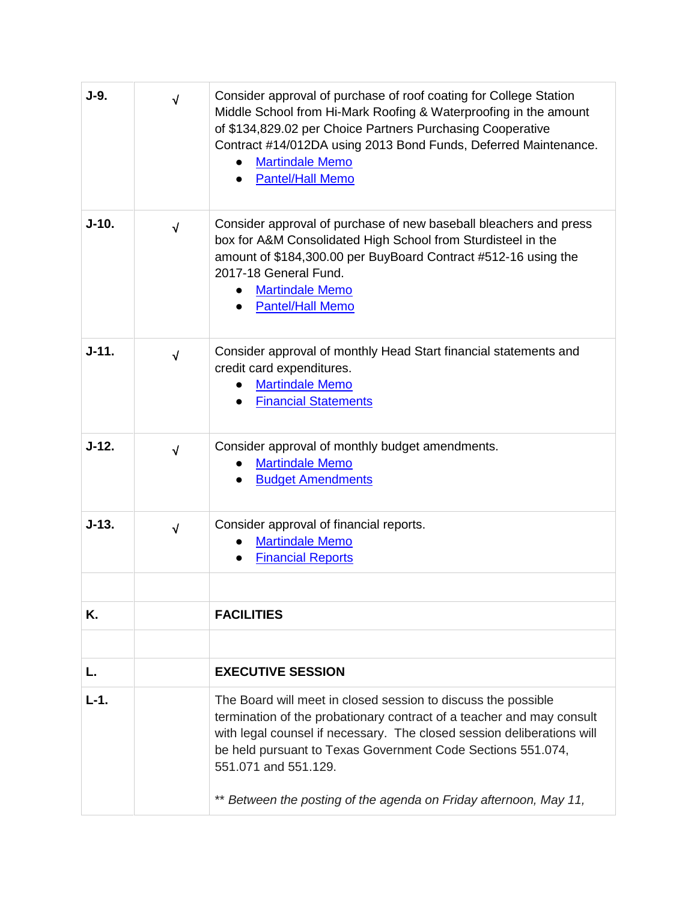| | | |
|---|---|---|
| **J-9.** | √ | Consider approval of purchase of roof coating for College Station Middle School from Hi-Mark Roofing & Waterproofing in the amount of $134,829.02 per Choice Partners Purchasing Cooperative Contract #14/012DA using 2013 Bond Funds, Deferred Maintenance.<br>• Martindale Memo<br>• Pantel/Hall Memo |
| **J-10.** | √ | Consider approval of purchase of new baseball bleachers and press box for A&M Consolidated High School from Sturdisteel in the amount of $184,300.00 per BuyBoard Contract #512-16 using the 2017-18 General Fund.<br>• Martindale Memo<br>• Pantel/Hall Memo |
| **J-11.** | √ | Consider approval of monthly Head Start financial statements and credit card expenditures.<br>• Martindale Memo<br>• Financial Statements |
| **J-12.** | √ | Consider approval of monthly budget amendments.<br>• Martindale Memo<br>• Budget Amendments |
| **J-13.** | √ | Consider approval of financial reports.<br>• Martindale Memo<br>• Financial Reports |
| | | |
| **K.** | | **FACILITIES** |
| | | |
| **L.** | | **EXECUTIVE SESSION** |
| **L-1.** | | The Board will meet in closed session to discuss the possible termination of the probationary contract of a teacher and may consult with legal counsel if necessary. The closed session deliberations will be held pursuant to Texas Government Code Sections 551.074, 551.071 and 551.129.<br><br>*\*\* Between the posting of the agenda on Friday afternoon, May 11,* |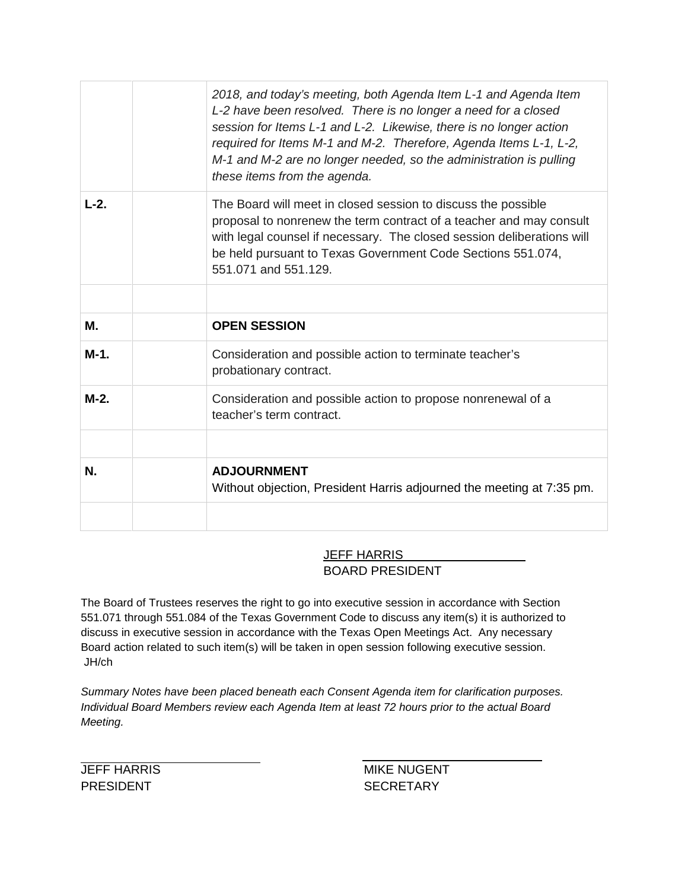| | | |
|---|---|---|
| | | *2018, and today's meeting, both Agenda Item L-1 and Agenda Item L-2 have been resolved. There is no longer a need for a closed session for Items L-1 and L-2. Likewise, there is no longer action required for Items M-1 and M-2. Therefore, Agenda Items L-1, L-2, M-1 and M-2 are no longer needed, so the administration is pulling these items from the agenda.* |
| **L-2.** | | The Board will meet in closed session to discuss the possible proposal to nonrenew the term contract of a teacher and may consult with legal counsel if necessary. The closed session deliberations will be held pursuant to Texas Government Code Sections 551.074, 551.071 and 551.129. |
| | | |
| **M.** | | **OPEN SESSION** |
| **M-1.** | | Consideration and possible action to terminate teacher's probationary contract. |
| **M-2.** | | Consideration and possible action to propose nonrenewal of a teacher's term contract. |
| | | |
| **N.** | | **ADJOURNMENT**<br>Without objection, President Harris adjourned the meeting at 7:35 pm. |
| | | |

JEFF HARRIS
BOARD PRESIDENT

The Board of Trustees reserves the right to go into executive session in accordance with Section 551.071 through 551.084 of the Texas Government Code to discuss any item(s) it is authorized to discuss in executive session in accordance with the Texas Open Meetings Act. Any necessary Board action related to such item(s) will be taken in open session following executive session.
JH/ch

*Summary Notes have been placed beneath each Consent Agenda item for clarification purposes. Individual Board Members review each Agenda Item at least 72 hours prior to the actual Board Meeting.*

JEFF HARRIS
PRESIDENT

MIKE NUGENT
SECRETARY